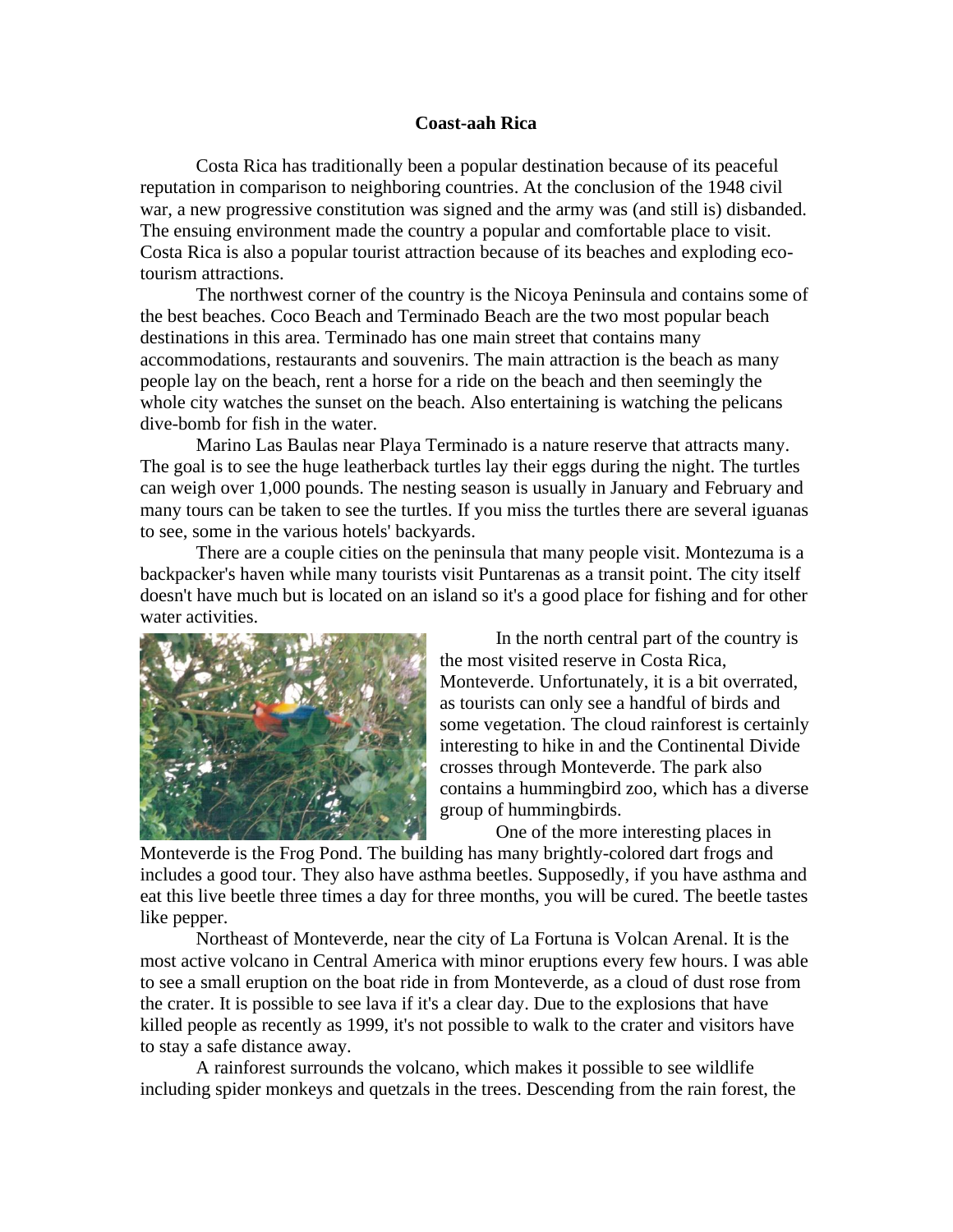# Coast-aah Rica

Costa Rica has traditionally been a popular destination because of its peaceful reputation in comparison to neighboring countries. At the conclusion of the 1948 civil war, a new progressive constitution was signed and the army was (and still is) disbanded. The ensuing environment made the country a popular and comfortable place to visit. Costa Rica is also a popular tourist attraction because of its beaches and exploding eco-tourism attractions.

The northwest corner of the country is the Nicoya Peninsula and contains some of the best beaches. Coco Beach and Terminado Beach are the two most popular beach destinations in this area. Terminado has one main street that contains many accommodations, restaurants and souvenirs. The main attraction is the beach as many people lay on the beach, rent a horse for a ride on the beach and then seemingly the whole city watches the sunset on the beach. Also entertaining is watching the pelicans dive-bomb for fish in the water.

Marino Las Baulas near Playa Terminado is a nature reserve that attracts many. The goal is to see the huge leatherback turtles lay their eggs during the night. The turtles can weigh over 1,000 pounds. The nesting season is usually in January and February and many tours can be taken to see the turtles. If you miss the turtles there are several iguanas to see, some in the various hotels' backyards.

There are a couple cities on the peninsula that many people visit. Montezuma is a backpacker's haven while many tourists visit Puntarenas as a transit point. The city itself doesn't have much but is located on an island so it's a good place for fishing and for other water activities.

In the north central part of the country is the most visited reserve in Costa Rica, Monteverde. Unfortunately, it is a bit overrated, as tourists can only see a handful of birds and some vegetation. The cloud rainforest is certainly interesting to hike in and the Continental Divide crosses through Monteverde. The park also contains a hummingbird zoo, which has a diverse group of hummingbirds.

One of the more interesting places in Monteverde is the Frog Pond. The building has many brightly-colored dart frogs and includes a good tour. They also have asthma beetles. Supposedly, if you have asthma and eat this live beetle three times a day for three months, you will be cured. The beetle tastes like pepper.

Northeast of Monteverde, near the city of La Fortuna is Volcan Arenal. It is the most active volcano in Central America with minor eruptions every few hours. I was able to see a small eruption on the boat ride in from Monteverde, as a cloud of dust rose from the crater. It is possible to see lava if it's a clear day. Due to the explosions that have killed people as recently as 1999, it's not possible to walk to the crater and visitors have to stay a safe distance away.

A rainforest surrounds the volcano, which makes it possible to see wildlife including spider monkeys and quetzals in the trees. Descending from the rain forest, the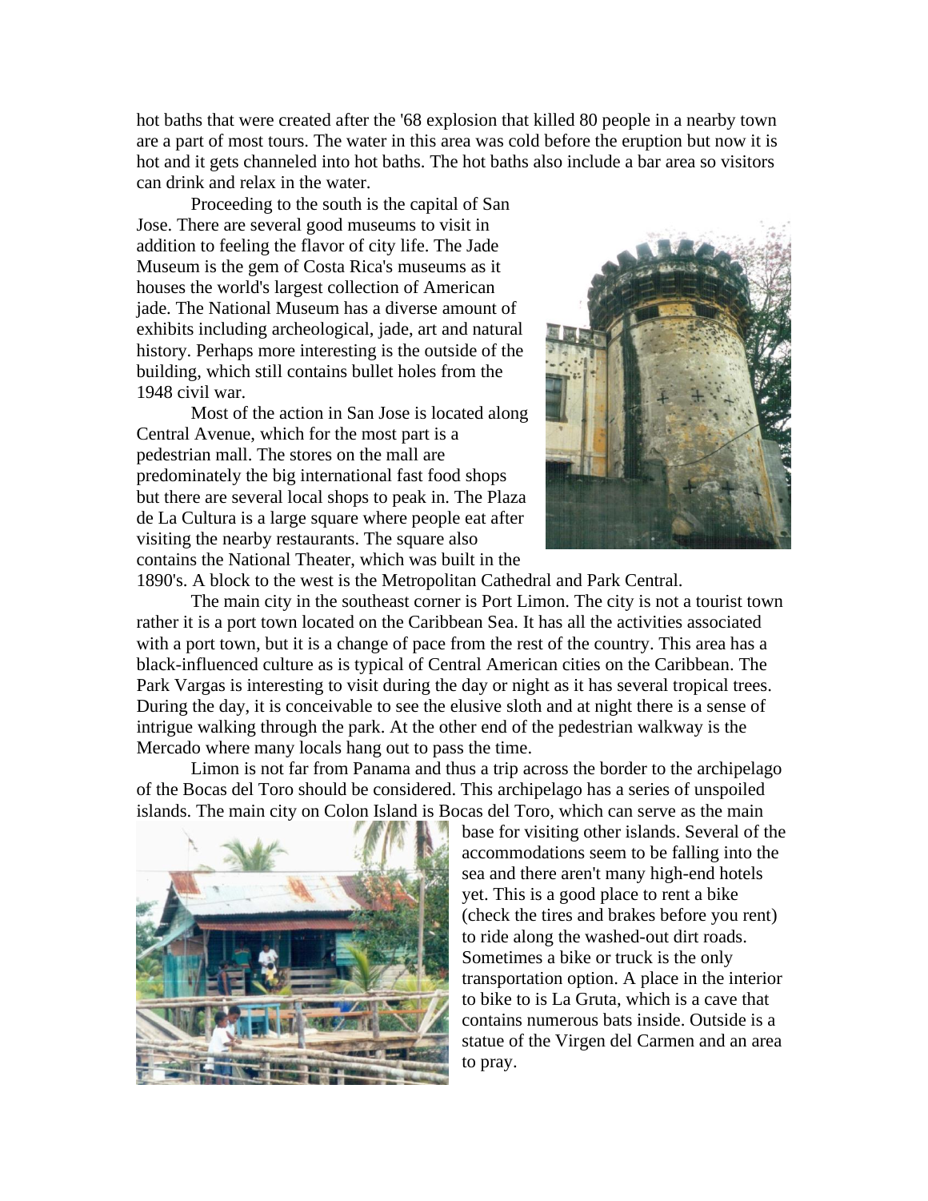hot baths that were created after the '68 explosion that killed 80 people in a nearby town are a part of most tours. The water in this area was cold before the eruption but now it is hot and it gets channeled into hot baths. The hot baths also include a bar area so visitors can drink and relax in the water.

Proceeding to the south is the capital of San Jose. There are several good museums to visit in addition to feeling the flavor of city life. The Jade Museum is the gem of Costa Rica's museums as it houses the world's largest collection of American jade. The National Museum has a diverse amount of exhibits including archeological, jade, art and natural history. Perhaps more interesting is the outside of the building, which still contains bullet holes from the 1948 civil war.

Most of the action in San Jose is located along Central Avenue, which for the most part is a pedestrian mall. The stores on the mall are predominately the big international fast food shops but there are several local shops to peak in. The Plaza de La Cultura is a large square where people eat after visiting the nearby restaurants. The square also contains the National Theater, which was built in the 1890's. A block to the west is the Metropolitan Cathedral and Park Central.

The main city in the southeast corner is Port Limon. The city is not a tourist town rather it is a port town located on the Caribbean Sea. It has all the activities associated with a port town, but it is a change of pace from the rest of the country. This area has a black-influenced culture as is typical of Central American cities on the Caribbean. The Park Vargas is interesting to visit during the day or night as it has several tropical trees. During the day, it is conceivable to see the elusive sloth and at night there is a sense of intrigue walking through the park. At the other end of the pedestrian walkway is the Mercado where many locals hang out to pass the time.

Limon is not far from Panama and thus a trip across the border to the archipelago of the Bocas del Toro should be considered. This archipelago has a series of unspoiled islands. The main city on Colon Island is Bocas del Toro, which can serve as the main base for visiting other islands. Several of the accommodations seem to be falling into the sea and there aren't many high-end hotels yet. This is a good place to rent a bike (check the tires and brakes before you rent) to ride along the washed-out dirt roads. Sometimes a bike or truck is the only transportation option. A place in the interior to bike to is La Gruta, which is a cave that contains numerous bats inside. Outside is a statue of the Virgen del Carmen and an area to pray.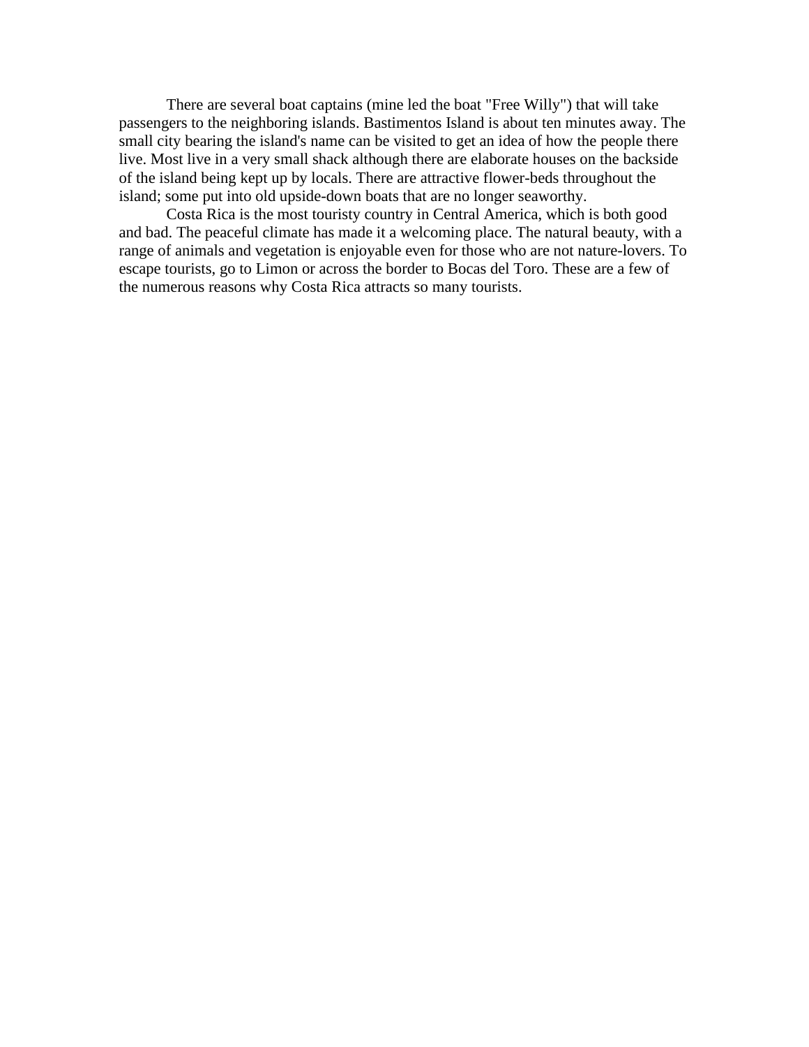There are several boat captains (mine led the boat "Free Willy") that will take passengers to the neighboring islands. Bastimentos Island is about ten minutes away. The small city bearing the island's name can be visited to get an idea of how the people there live. Most live in a very small shack although there are elaborate houses on the backside of the island being kept up by locals. There are attractive flower-beds throughout the island; some put into old upside-down boats that are no longer seaworthy.

Costa Rica is the most touristy country in Central America, which is both good and bad. The peaceful climate has made it a welcoming place. The natural beauty, with a range of animals and vegetation is enjoyable even for those who are not nature-lovers. To escape tourists, go to Limon or across the border to Bocas del Toro. These are a few of the numerous reasons why Costa Rica attracts so many tourists.